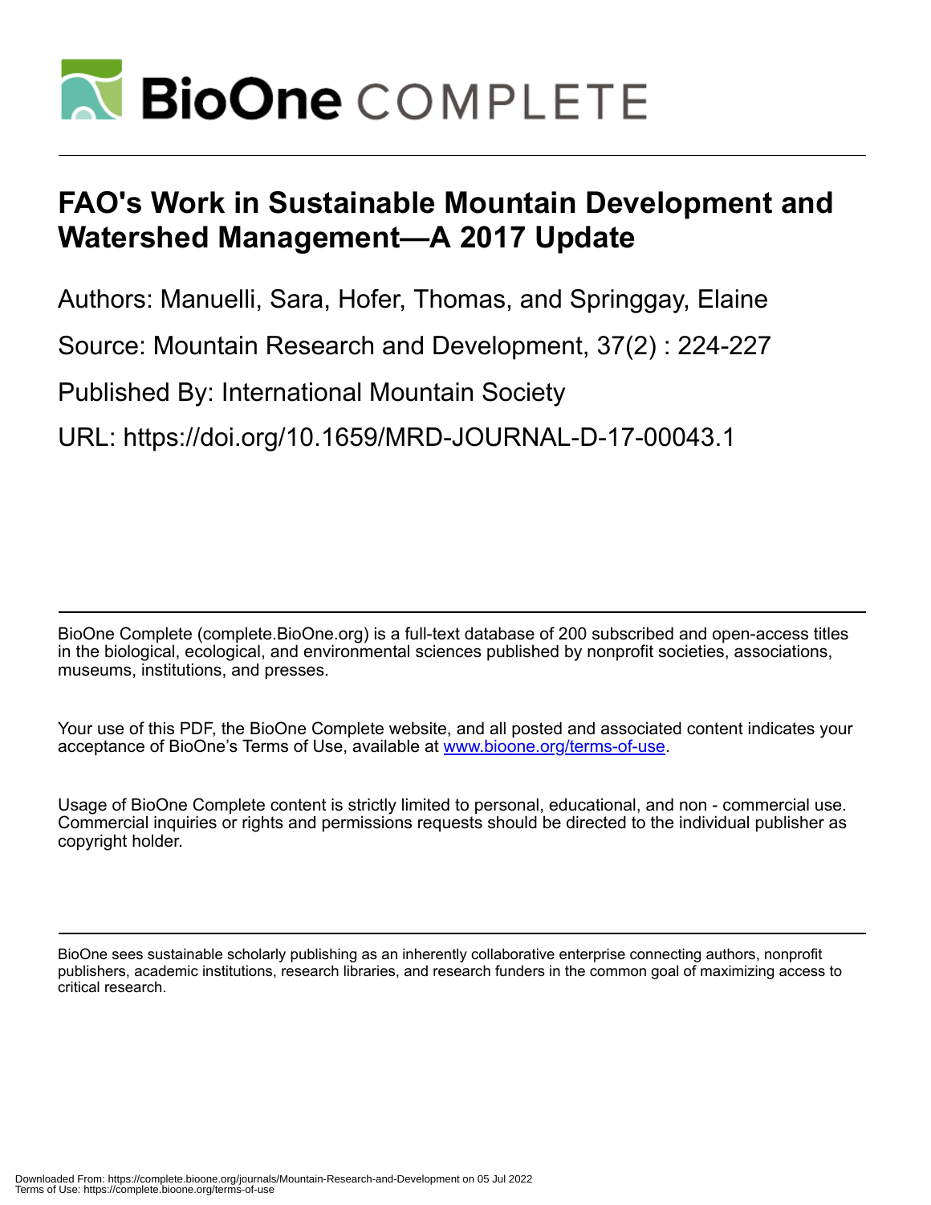# FAO's Work in Sustainable Mountain Development and Watershed Management—A 2017 Update

Authors: Manuelli, Sara, Hofer, Thomas, and Springgay, Elaine

Source: Mountain Research and Development, 37(2) : 224-227

Published By: International Mountain Society

URL: https://doi.org/10.1659/MRD-JOURNAL-D-17-00043.1

---

BioOne Complete (complete.BioOne.org) is a full-text database of 200 subscribed and open-access titles in the biological, ecological, and environmental sciences published by nonprofit societies, associations, museums, institutions, and presses.

Your use of this PDF, the BioOne Complete website, and all posted and associated content indicates your acceptance of BioOne's Terms of Use, available at www.bioone.org/terms-of-use.

Usage of BioOne Complete content is strictly limited to personal, educational, and non - commercial use. Commercial inquiries or rights and permissions requests should be directed to the individual publisher as copyright holder.

---

BioOne sees sustainable scholarly publishing as an inherently collaborative enterprise connecting authors, nonprofit publishers, academic institutions, research libraries, and research funders in the common goal of maximizing access to critical research.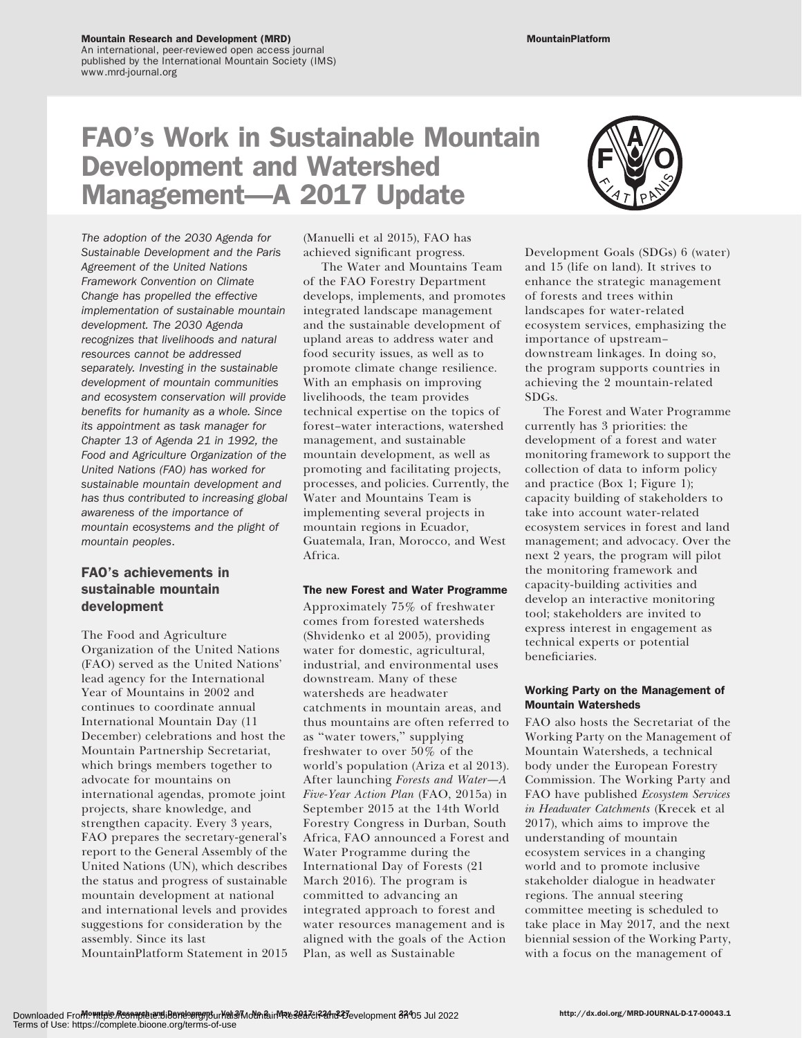# FAO's Work in Sustainable Mountain Development and Watershed Management—A 2017 Update

*The adoption of the 2030 Agenda for Sustainable Development and the Paris Agreement of the United Nations Framework Convention on Climate Change has propelled the effective implementation of sustainable mountain development. The 2030 Agenda recognizes that livelihoods and natural resources cannot be addressed separately. Investing in the sustainable development of mountain communities and ecosystem conservation will provide benefits for humanity as a whole. Since its appointment as task manager for Chapter 13 of Agenda 21 in 1992, the Food and Agriculture Organization of the United Nations (FAO) has worked for sustainable mountain development and has thus contributed to increasing global awareness of the importance of mountain ecosystems and the plight of mountain peoples.*

## FAO's achievements in sustainable mountain development

The Food and Agriculture Organization of the United Nations (FAO) served as the United Nations' lead agency for the International Year of Mountains in 2002 and continues to coordinate annual International Mountain Day (11 December) celebrations and host the Mountain Partnership Secretariat, which brings members together to advocate for mountains on international agendas, promote joint projects, share knowledge, and strengthen capacity. Every 3 years, FAO prepares the secretary-general's report to the General Assembly of the United Nations (UN), which describes the status and progress of sustainable mountain development at national and international levels and provides suggestions for consideration by the assembly. Since its last MountainPlatform Statement in 2015 (Manuelli et al 2015), FAO has achieved significant progress.

The Water and Mountains Team of the FAO Forestry Department develops, implements, and promotes integrated landscape management and the sustainable development of upland areas to address water and food security issues, as well as to promote climate change resilience. With an emphasis on improving livelihoods, the team provides technical expertise on the topics of forest–water interactions, watershed management, and sustainable mountain development, as well as promoting and facilitating projects, processes, and policies. Currently, the Water and Mountains Team is implementing several projects in mountain regions in Ecuador, Guatemala, Iran, Morocco, and West Africa.

### The new Forest and Water Programme

Approximately 75% of freshwater comes from forested watersheds (Shvidenko et al 2005), providing water for domestic, agricultural, industrial, and environmental uses downstream. Many of these watersheds are headwater catchments in mountain areas, and thus mountains are often referred to as "water towers," supplying freshwater to over 50% of the world's population (Ariza et al 2013). After launching *Forests and Water—A Five-Year Action Plan* (FAO, 2015a) in September 2015 at the 14th World Forestry Congress in Durban, South Africa, FAO announced a Forest and Water Programme during the International Day of Forests (21 March 2016). The program is committed to advancing an integrated approach to forest and water resources management and is aligned with the goals of the Action Plan, as well as Sustainable Development Goals (SDGs) 6 (water) and 15 (life on land). It strives to enhance the strategic management of forests and trees within landscapes for water-related ecosystem services, emphasizing the importance of upstream–downstream linkages. In doing so, the program supports countries in achieving the 2 mountain-related SDGs.

The Forest and Water Programme currently has 3 priorities: the development of a forest and water monitoring framework to support the collection of data to inform policy and practice (Box 1; Figure 1); capacity building of stakeholders to take into account water-related ecosystem services in forest and land management; and advocacy. Over the next 2 years, the program will pilot the monitoring framework and capacity-building activities and develop an interactive monitoring tool; stakeholders are invited to express interest in engagement as technical experts or potential beneficiaries.

### Working Party on the Management of Mountain Watersheds

FAO also hosts the Secretariat of the Working Party on the Management of Mountain Watersheds, a technical body under the European Forestry Commission. The Working Party and FAO have published *Ecosystem Services in Headwater Catchments* (Krecek et al 2017), which aims to improve the understanding of mountain ecosystem services in a changing world and to promote inclusive stakeholder dialogue in headwater regions. The annual steering committee meeting is scheduled to take place in May 2017, and the next biennial session of the Working Party, with a focus on the management of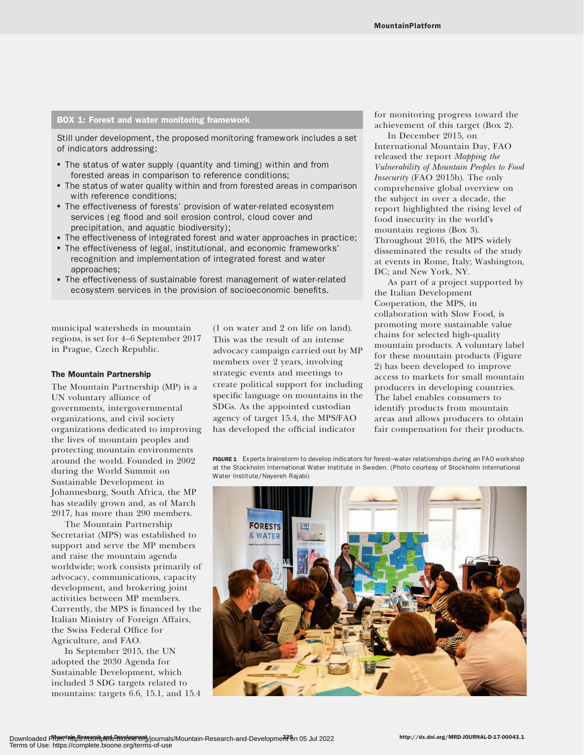**BOX 1: Forest and water monitoring framework**

Still under development, the proposed monitoring framework includes a set of indicators addressing:

- The status of water supply (quantity and timing) within and from forested areas in comparison to reference conditions;
- The status of water quality within and from forested areas in comparison with reference conditions;
- The effectiveness of forests' provision of water-related ecosystem services (eg flood and soil erosion control, cloud cover and precipitation, and aquatic biodiversity);
- The effectiveness of integrated forest and water approaches in practice;
- The effectiveness of legal, institutional, and economic frameworks' recognition and implementation of integrated forest and water approaches;
- The effectiveness of sustainable forest management of water-related ecosystem services in the provision of socioeconomic benefits.

municipal watersheds in mountain regions, is set for 4–6 September 2017 in Prague, Czech Republic.

### The Mountain Partnership

The Mountain Partnership (MP) is a UN voluntary alliance of governments, intergovernmental organizations, and civil society organizations dedicated to improving the lives of mountain peoples and protecting mountain environments around the world. Founded in 2002 during the World Summit on Sustainable Development in Johannesburg, South Africa, the MP has steadily grown and, as of March 2017, has more than 290 members.

The Mountain Partnership Secretariat (MPS) was established to support and serve the MP members and raise the mountain agenda worldwide; work consists primarily of advocacy, communications, capacity development, and brokering joint activities between MP members. Currently, the MPS is financed by the Italian Ministry of Foreign Affairs, the Swiss Federal Office for Agriculture, and FAO.

In September 2015, the UN adopted the 2030 Agenda for Sustainable Development, which included 3 SDG targets related to mountains: targets 6.6, 15.1, and 15.4 (1 on water and 2 on life on land). This was the result of an intense advocacy campaign carried out by MP members over 2 years, involving strategic events and meetings to create political support for including specific language on mountains in the SDGs. As the appointed custodian agency of target 15.4, the MPS/FAO has developed the official indicator for monitoring progress toward the achievement of this target (Box 2).

In December 2015, on International Mountain Day, FAO released the report *Mapping the Vulnerability of Mountain Peoples to Food Insecurity* (FAO 2015b). The only comprehensive global overview on the subject in over a decade, the report highlighted the rising level of food insecurity in the world's mountain regions (Box 3). Throughout 2016, the MPS widely disseminated the results of the study at events in Rome, Italy; Washington, DC; and New York, NY.

As part of a project supported by the Italian Development Cooperation, the MPS, in collaboration with Slow Food, is promoting more sustainable value chains for selected high-quality mountain products. A voluntary label for these mountain products (Figure 2) has been developed to improve access to markets for small mountain producers in developing countries. The label enables consumers to identify products from mountain areas and allows producers to obtain fair compensation for their products.

**FIGURE 1** Experts brainstorm to develop indicators for forest–water relationships during an FAO workshop at the Stockholm International Water Institute in Sweden. (Photo courtesy of Stockholm International Water Institute/Nayereh Rajabi)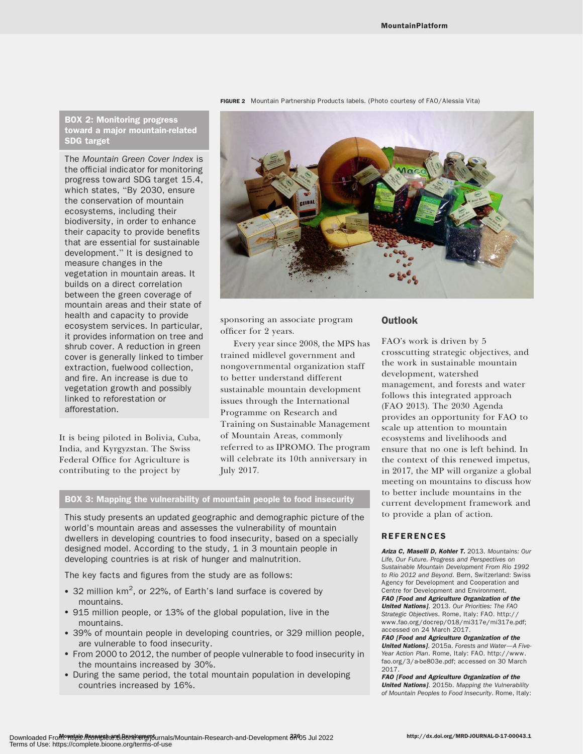FIGURE 2 Mountain Partnership Products labels. (Photo courtesy of FAO/Alessia Vita)

**BOX 2: Monitoring progress toward a major mountain-related SDG target**

The *Mountain Green Cover Index* is the official indicator for monitoring progress toward SDG target 15.4, which states, "By 2030, ensure the conservation of mountain ecosystems, including their biodiversity, in order to enhance their capacity to provide benefits that are essential for sustainable development." It is designed to measure changes in the vegetation in mountain areas. It builds on a direct correlation between the green coverage of mountain areas and their state of health and capacity to provide ecosystem services. In particular, it provides information on tree and shrub cover. A reduction in green cover is generally linked to timber extraction, fuelwood collection, and fire. An increase is due to vegetation growth and possibly linked to reforestation or afforestation.

It is being piloted in Bolivia, Cuba, India, and Kyrgyzstan. The Swiss Federal Office for Agriculture is contributing to the project by sponsoring an associate program officer for 2 years.

Every year since 2008, the MPS has trained midlevel government and nongovernmental organization staff to better understand different sustainable mountain development issues through the International Programme on Research and Training on Sustainable Management of Mountain Areas, commonly referred to as IPROMO. The program will celebrate its 10th anniversary in July 2017.

**BOX 3: Mapping the vulnerability of mountain people to food insecurity**

This study presents an updated geographic and demographic picture of the world's mountain areas and assesses the vulnerability of mountain dwellers in developing countries to food insecurity, based on a specially designed model. According to the study, 1 in 3 mountain people in developing countries is at risk of hunger and malnutrition.

The key facts and figures from the study are as follows:

- 32 million km$^2$, or 22%, of Earth's land surface is covered by mountains.
- 915 million people, or 13% of the global population, live in the mountains.
- 39% of mountain people in developing countries, or 329 million people, are vulnerable to food insecurity.
- From 2000 to 2012, the number of people vulnerable to food insecurity in the mountains increased by 30%.
- During the same period, the total mountain population in developing countries increased by 16%.

## Outlook

FAO's work is driven by 5 crosscutting strategic objectives, and the work in sustainable mountain development, watershed management, and forests and water follows this integrated approach (FAO 2013). The 2030 Agenda provides an opportunity for FAO to scale up attention to mountain ecosystems and livelihoods and ensure that no one is left behind. In the context of this renewed impetus, in 2017, the MP will organize a global meeting on mountains to discuss how to better include mountains in the current development framework and to provide a plan of action.

## REFERENCES

***Ariza C, Maselli D, Kohler T.*** 2013. *Mountains: Our Life, Our Future. Progress and Perspectives on Sustainable Mountain Development From Rio 1992 to Rio 2012 and Beyond*. Bern, Switzerland: Swiss Agency for Development and Cooperation and Centre for Development and Environment.

***FAO [Food and Agriculture Organization of the United Nations]***. 2013. *Our Priorities: The FAO Strategic Objectives*. Rome, Italy: FAO. http://www.fao.org/docrep/018/mi317e/mi317e.pdf; accessed on 24 March 2017.

***FAO [Food and Agriculture Organization of the United Nations]***. 2015a. *Forests and Water—A Five-Year Action Plan*. Rome, Italy: FAO. http://www.fao.org/3/a-be803e.pdf; accessed on 30 March 2017.

***FAO [Food and Agriculture Organization of the United Nations]***. 2015b. *Mapping the Vulnerability of Mountain Peoples to Food Insecurity*. Rome, Italy: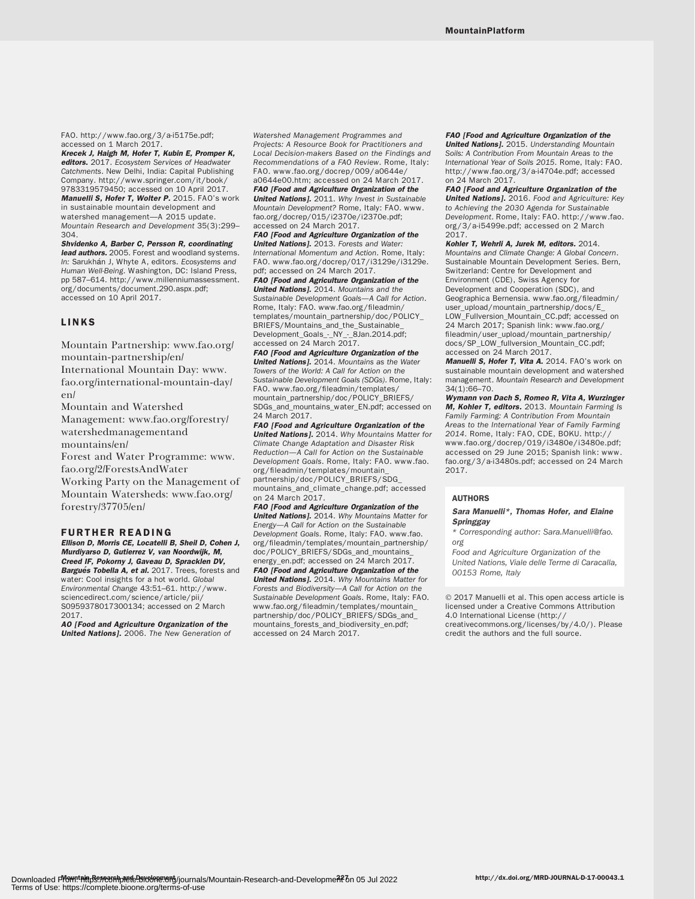FAO. http://www.fao.org/3/a-i5175e.pdf; accessed on 1 March 2017.

***Krecek J, Haigh M, Hofer T, Kubin E, Promper K, editors.*** 2017. *Ecosystem Services of Headwater Catchments*. New Delhi, India: Capital Publishing Company. http://www.springer.com/it/book/9783319579450; accessed on 10 April 2017.

***Manuelli S, Hofer T, Wolter P.*** 2015. FAO's work in sustainable mountain development and watershed management—A 2015 update. *Mountain Research and Development* 35(3):299–304.

***Shvidenko A, Barber C, Persson R, coordinating lead authors.*** 2005. Forest and woodland systems. *In:* Sarukhán J, Whyte A, editors. *Ecosystems and Human Well-Being*. Washington, DC: Island Press, pp 587–614. http://www.millenniumassessment.org/documents/document.290.aspx.pdf; accessed on 10 April 2017.

## LINKS

Mountain Partnership: www.fao.org/mountain-partnership/en/

International Mountain Day: www.fao.org/international-mountain-day/en/

Mountain and Watershed Management: www.fao.org/forestry/watershedmanagementand mountains/en/

Forest and Water Programme: www.fao.org/2/ForestsAndWater

Working Party on the Management of Mountain Watersheds: www.fao.org/forestry/37705/en/

## FURTHER READING

***Ellison D, Morris CE, Locatelli B, Sheil D, Cohen J, Murdiyarso D, Gutierrez V, van Noordwijk, M, Creed IF, Pokorny J, Gaveau D, Spracklen DV, Bargués Tobella A, et al.*** 2017. Trees, forests and water: Cool insights for a hot world. *Global Environmental Change* 43:51–61. http://www.sciencedirect.com/science/article/pii/S0959378017300134; accessed on 2 March 2017.

***AO [Food and Agriculture Organization of the United Nations].*** 2006. *The New Generation of Watershed Management Programmes and Projects: A Resource Book for Practitioners and Local Decision-makers Based on the Findings and Recommendations of a FAO Review*. Rome, Italy: FAO. www.fao.org/docrep/009/a0644e/a0644e00.htm; accessed on 24 March 2017.

***FAO [Food and Agriculture Organization of the United Nations].*** 2011. *Why Invest in Sustainable Mountain Development?* Rome, Italy: FAO. www.fao.org/docrep/015/i2370e/i2370e.pdf; accessed on 24 March 2017.

***FAO [Food and Agriculture Organization of the United Nations].*** 2013. *Forests and Water: International Momentum and Action*. Rome, Italy: FAO. www.fao.org/docrep/017/i3129e/i3129e.pdf; accessed on 24 March 2017.

***FAO [Food and Agriculture Organization of the United Nations].*** 2014. *Mountains and the Sustainable Development Goals—A Call for Action*. Rome, Italy: FAO. www.fao.org/fileadmin/templates/mountain_partnership/doc/POLICY_BRIEFS/Mountains_and_the_Sustainable_Development_Goals_-_NY_-_8Jan.2014.pdf; accessed on 24 March 2017.

***FAO [Food and Agriculture Organization of the United Nations].*** 2014. *Mountains as the Water Towers of the World: A Call for Action on the Sustainable Development Goals (SDGs)*. Rome, Italy: FAO. www.fao.org/fileadmin/templates/mountain_partnership/doc/POLICY_BRIEFS/SDGs_and_mountains_water_EN.pdf; accessed on 24 March 2017.

***FAO [Food and Agriculture Organization of the United Nations].*** 2014. *Why Mountains Matter for Climate Change Adaptation and Disaster Risk Reduction—A Call for Action on the Sustainable Development Goals*. Rome, Italy: FAO. www.fao.org/fileadmin/templates/mountain_partnership/doc/POLICY_BRIEFS/SDG_mountains_and_climate_change.pdf; accessed on 24 March 2017.

***FAO [Food and Agriculture Organization of the United Nations].*** 2014. *Why Mountains Matter for Energy—A Call for Action on the Sustainable Development Goals*. Rome, Italy: FAO. www.fao.org/fileadmin/templates/mountain_partnership/doc/POLICY_BRIEFS/SDGs_and_mountains_energy_en.pdf; accessed on 24 March 2017.

***FAO [Food and Agriculture Organization of the United Nations].*** 2014. *Why Mountains Matter for Forests and Biodiversity—A Call for Action on the Sustainable Development Goals*. Rome, Italy: FAO. www.fao.org/fileadmin/templates/mountain_partnership/doc/POLICY_BRIEFS/SDGs_and_mountains_forests_and_biodiversity_en.pdf; accessed on 24 March 2017.

***FAO [Food and Agriculture Organization of the United Nations].*** 2015. *Understanding Mountain Soils: A Contribution From Mountain Areas to the International Year of Soils 2015*. Rome, Italy: FAO. http://www.fao.org/3/a-i4704e.pdf; accessed on 24 March 2017.

***FAO [Food and Agriculture Organization of the United Nations].*** 2016. *Food and Agriculture: Key to Achieving the 2030 Agenda for Sustainable Development*. Rome, Italy: FAO. http://www.fao.org/3/a-i5499e.pdf; accessed on 2 March 2017.

***Kohler T, Wehrli A, Jurek M, editors.*** 2014. *Mountains and Climate Change: A Global Concern*. Sustainable Mountain Development Series. Bern, Switzerland: Centre for Development and Environment (CDE), Swiss Agency for Development and Cooperation (SDC), and Geographica Bernensia. www.fao.org/fileadmin/user_upload/mountain_partnership/docs/E_LOW_Fullversion_Mountain_CC.pdf; accessed on 24 March 2017; Spanish link: www.fao.org/fileadmin/user_upload/mountain_partnership/docs/SP_LOW_fullversion_Mountain_CC.pdf; accessed on 24 March 2017.

***Manuelli S, Hofer T, Vita A.*** 2014. FAO's work on sustainable mountain development and watershed management. *Mountain Research and Development* 34(1):66–70.

***Wymann von Dach S, Romeo R, Vita A, Wurzinger M, Kohler T, editors.*** 2013. *Mountain Farming Is Family Farming: A Contribution From Mountain Areas to the International Year of Family Farming 2014*. Rome, Italy: FAO, CDE, BOKU. http://www.fao.org/docrep/019/i3480e/i3480e.pdf; accessed on 29 June 2015; Spanish link: www.fao.org/3/a-i3480s.pdf; accessed on 24 March 2017.

### AUTHORS

***Sara Manuelli*, Thomas Hofer, and Elaine Springgay***

*\* Corresponding author: Sara.Manuelli@fao.org*

*Food and Agriculture Organization of the United Nations, Viale delle Terme di Caracalla, 00153 Rome, Italy*

© 2017 Manuelli et al. This open access article is licensed under a Creative Commons Attribution 4.0 International License (http://creativecommons.org/licenses/by/4.0/). Please credit the authors and the full source.